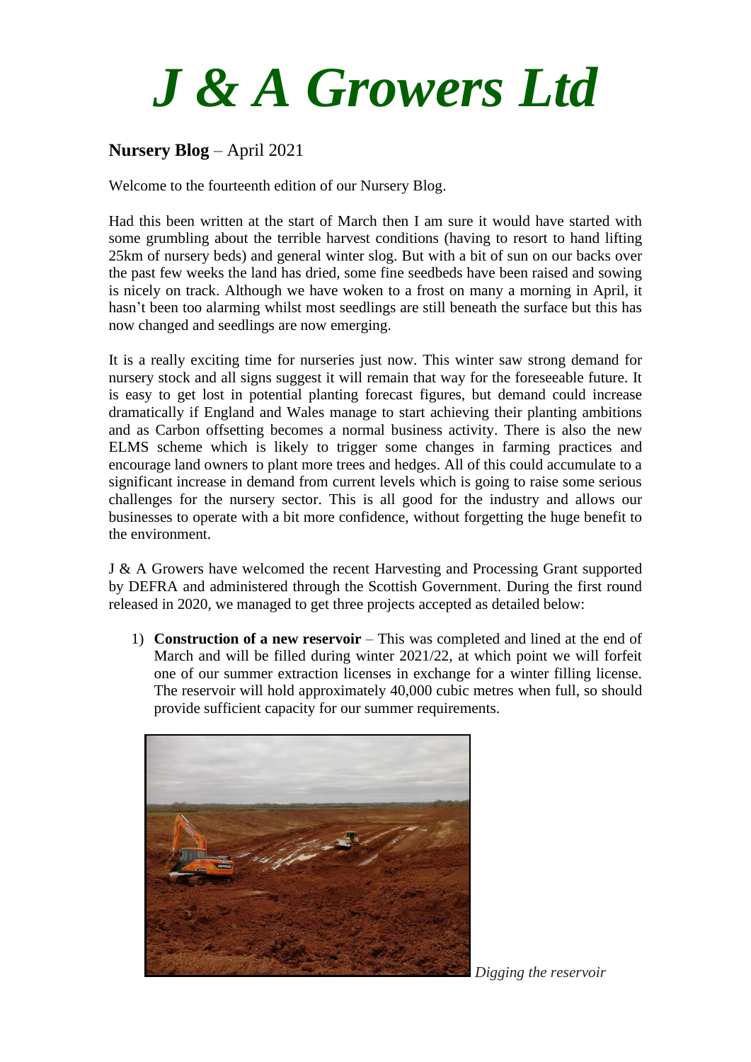# *J & A Growers Ltd*

**Nursery Blog** – April 2021

Welcome to the fourteenth edition of our Nursery Blog.

Had this been written at the start of March then I am sure it would have started with some grumbling about the terrible harvest conditions (having to resort to hand lifting 25km of nursery beds) and general winter slog. But with a bit of sun on our backs over the past few weeks the land has dried, some fine seedbeds have been raised and sowing is nicely on track. Although we have woken to a frost on many a morning in April, it hasn't been too alarming whilst most seedlings are still beneath the surface but this has now changed and seedlings are now emerging.

It is a really exciting time for nurseries just now. This winter saw strong demand for nursery stock and all signs suggest it will remain that way for the foreseeable future. It is easy to get lost in potential planting forecast figures, but demand could increase dramatically if England and Wales manage to start achieving their planting ambitions and as Carbon offsetting becomes a normal business activity. There is also the new ELMS scheme which is likely to trigger some changes in farming practices and encourage land owners to plant more trees and hedges. All of this could accumulate to a significant increase in demand from current levels which is going to raise some serious challenges for the nursery sector. This is all good for the industry and allows our businesses to operate with a bit more confidence, without forgetting the huge benefit to the environment.

J & A Growers have welcomed the recent Harvesting and Processing Grant supported by DEFRA and administered through the Scottish Government. During the first round released in 2020, we managed to get three projects accepted as detailed below:

1) **Construction of a new reservoir** – This was completed and lined at the end of March and will be filled during winter 2021/22, at which point we will forfeit one of our summer extraction licenses in exchange for a winter filling license. The reservoir will hold approximately 40,000 cubic metres when full, so should provide sufficient capacity for our summer requirements.

*Digging the reservoir*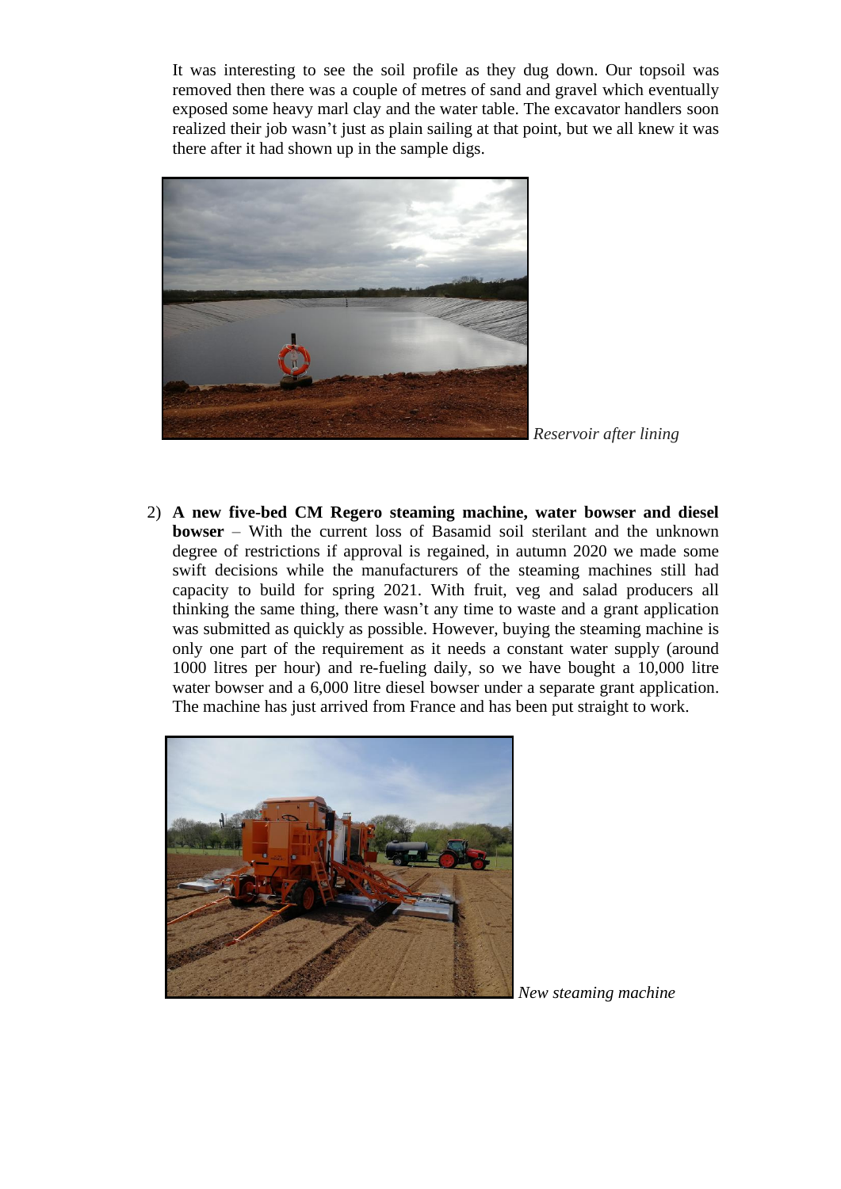It was interesting to see the soil profile as they dug down. Our topsoil was removed then there was a couple of metres of sand and gravel which eventually exposed some heavy marl clay and the water table. The excavator handlers soon realized their job wasn't just as plain sailing at that point, but we all knew it was there after it had shown up in the sample digs.

*Reservoir after lining*

2) **A new five-bed CM Regero steaming machine, water bowser and diesel bowser** – With the current loss of Basamid soil sterilant and the unknown degree of restrictions if approval is regained, in autumn 2020 we made some swift decisions while the manufacturers of the steaming machines still had capacity to build for spring 2021. With fruit, veg and salad producers all thinking the same thing, there wasn't any time to waste and a grant application was submitted as quickly as possible. However, buying the steaming machine is only one part of the requirement as it needs a constant water supply (around 1000 litres per hour) and re-fueling daily, so we have bought a 10,000 litre water bowser and a 6,000 litre diesel bowser under a separate grant application. The machine has just arrived from France and has been put straight to work.

*New steaming machine*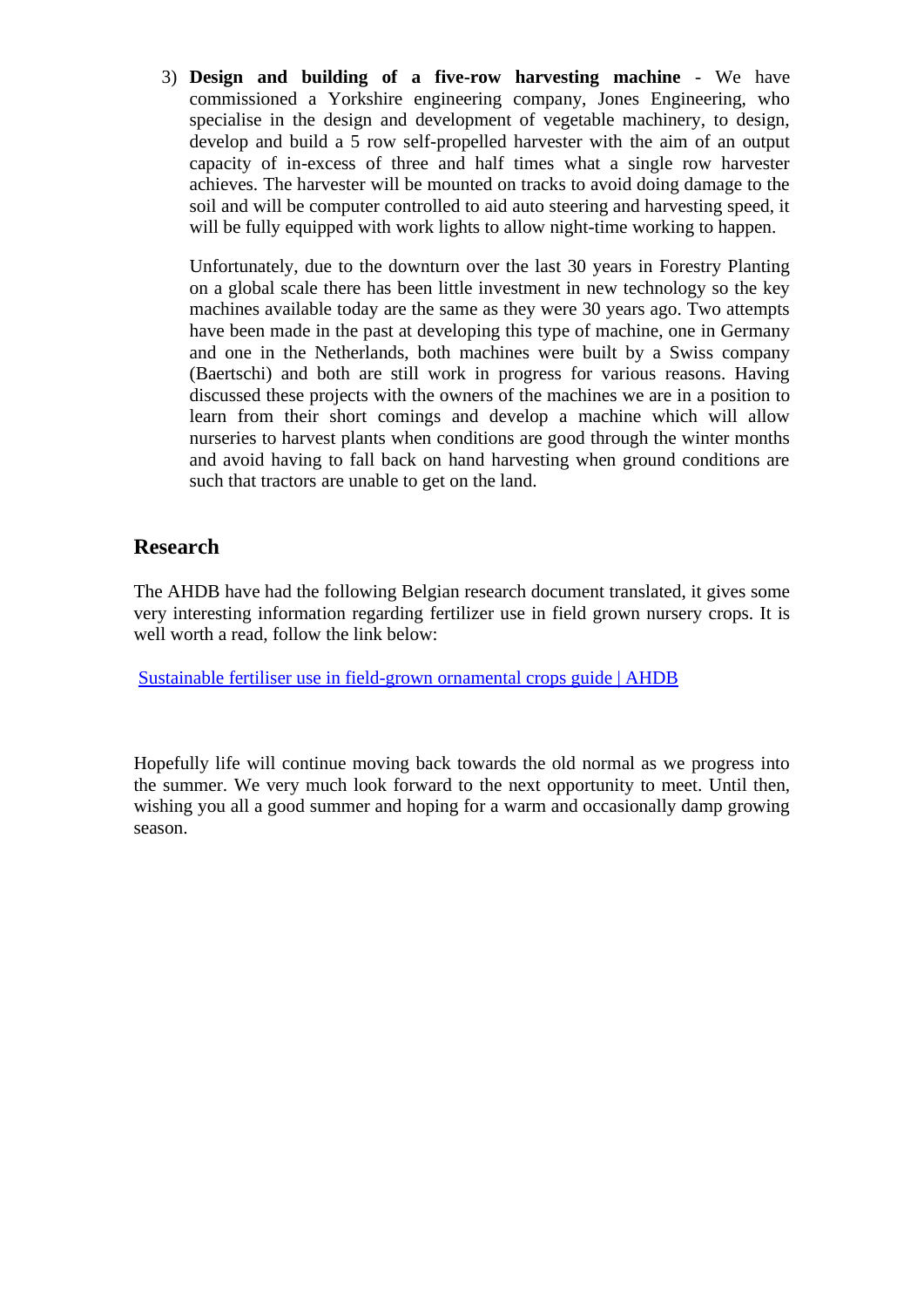3) **Design and building of a five-row harvesting machine** - We have commissioned a Yorkshire engineering company, Jones Engineering, who specialise in the design and development of vegetable machinery, to design, develop and build a 5 row self-propelled harvester with the aim of an output capacity of in-excess of three and half times what a single row harvester achieves. The harvester will be mounted on tracks to avoid doing damage to the soil and will be computer controlled to aid auto steering and harvesting speed, it will be fully equipped with work lights to allow night-time working to happen.

   Unfortunately, due to the downturn over the last 30 years in Forestry Planting on a global scale there has been little investment in new technology so the key machines available today are the same as they were 30 years ago. Two attempts have been made in the past at developing this type of machine, one in Germany and one in the Netherlands, both machines were built by a Swiss company (Baertschi) and both are still work in progress for various reasons. Having discussed these projects with the owners of the machines we are in a position to learn from their short comings and develop a machine which will allow nurseries to harvest plants when conditions are good through the winter months and avoid having to fall back on hand harvesting when ground conditions are such that tractors are unable to get on the land.

## Research

The AHDB have had the following Belgian research document translated, it gives some very interesting information regarding fertilizer use in field grown nursery crops. It is well worth a read, follow the link below:

Sustainable fertiliser use in field-grown ornamental crops guide | AHDB

Hopefully life will continue moving back towards the old normal as we progress into the summer. We very much look forward to the next opportunity to meet. Until then, wishing you all a good summer and hoping for a warm and occasionally damp growing season.